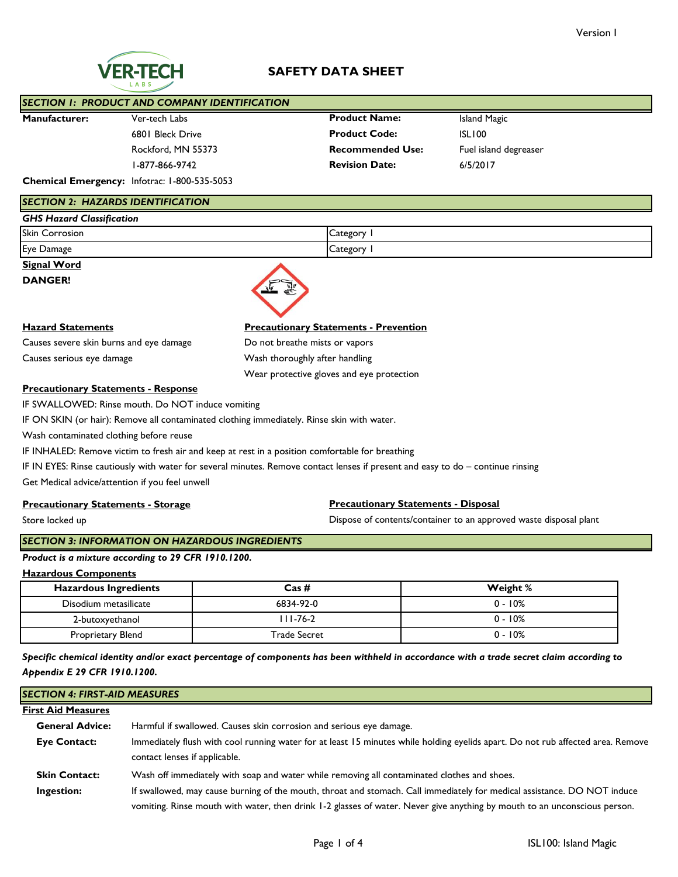Version I

# SAFETY DATA SHEET

## SECTION 1: PRODUCT AND COMPANY IDENTIFICATION

| | | | |
|---|---|---|---|
| **Manufacturer:** | Ver-tech Labs | **Product Name:** | Island Magic |
| | 6801 Bleck Drive | **Product Code:** | ISL100 |
| | Rockford, MN 55373 | **Recommended Use:** | Fuel island degreaser |
| | 1-877-866-9742 | **Revision Date:** | 6/5/2017 |

**Chemical Emergency:** Infotrac: 1-800-535-5053

## SECTION 2: HAZARDS IDENTIFICATION

***GHS Hazard Classification***

| | |
|---|---|
| Skin Corrosion | Category 1 |
| Eye Damage | Category 1 |

**Signal Word**

**DANGER!**

**Hazard Statements**

Causes severe skin burns and eye damage

Causes serious eye damage

**Precautionary Statements - Prevention**

Do not breathe mists or vapors

Wash thoroughly after handling

Wear protective gloves and eye protection

**Precautionary Statements - Response**

IF SWALLOWED: Rinse mouth. Do NOT induce vomiting

IF ON SKIN (or hair): Remove all contaminated clothing immediately. Rinse skin with water.

Wash contaminated clothing before reuse

IF INHALED: Remove victim to fresh air and keep at rest in a position comfortable for breathing

IF IN EYES: Rinse cautiously with water for several minutes. Remove contact lenses if present and easy to do – continue rinsing

Get Medical advice/attention if you feel unwell

**Precautionary Statements - Storage**

Store locked up

**Precautionary Statements - Disposal**

Dispose of contents/container to an approved waste disposal plant

## SECTION 3: INFORMATION ON HAZARDOUS INGREDIENTS

***Product is a mixture according to 29 CFR 1910.1200.***

**Hazardous Components**

| Hazardous Ingredients | Cas # | Weight % |
|---|---|---|
| Disodium metasilicate | 6834-92-0 | 0 - 10% |
| 2-butoxyethanol | 111-76-2 | 0 - 10% |
| Proprietary Blend | Trade Secret | 0 - 10% |

***Specific chemical identity and/or exact percentage of components has been withheld in accordance with a trade secret claim according to Appendix E 29 CFR 1910.1200.***

## SECTION 4: FIRST-AID MEASURES

**First Aid Measures**

**General Advice:** Harmful if swallowed. Causes skin corrosion and serious eye damage.

**Eye Contact:** Immediately flush with cool running water for at least 15 minutes while holding eyelids apart. Do not rub affected area. Remove contact lenses if applicable.

**Skin Contact:** Wash off immediately with soap and water while removing all contaminated clothes and shoes.

**Ingestion:** If swallowed, may cause burning of the mouth, throat and stomach. Call immediately for medical assistance. DO NOT induce vomiting. Rinse mouth with water, then drink 1-2 glasses of water. Never give anything by mouth to an unconscious person.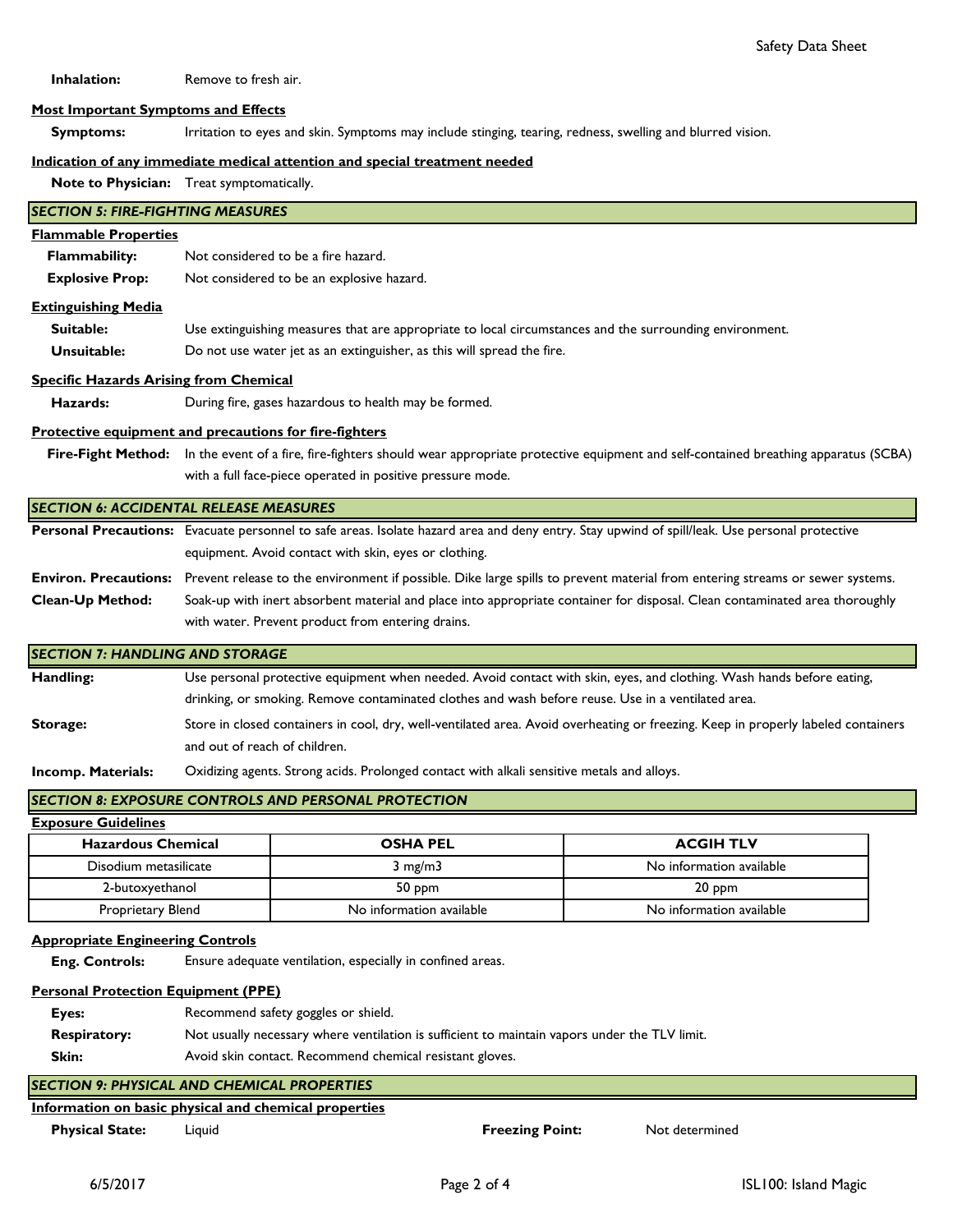**Inhalation:** Remove to fresh air.

**Most Important Symptoms and Effects**

**Symptoms:** Irritation to eyes and skin. Symptoms may include stinging, tearing, redness, swelling and blurred vision.

**Indication of any immediate medical attention and special treatment needed**

**Note to Physician:** Treat symptomatically.

## SECTION 5: FIRE-FIGHTING MEASURES

**Flammable Properties**

**Flammability:** Not considered to be a fire hazard.

**Explosive Prop:** Not considered to be an explosive hazard.

**Extinguishing Media**

**Suitable:** Use extinguishing measures that are appropriate to local circumstances and the surrounding environment.

**Unsuitable:** Do not use water jet as an extinguisher, as this will spread the fire.

**Specific Hazards Arising from Chemical**

**Hazards:** During fire, gases hazardous to health may be formed.

**Protective equipment and precautions for fire-fighters**

**Fire-Fight Method:** In the event of a fire, fire-fighters should wear appropriate protective equipment and self-contained breathing apparatus (SCBA) with a full face-piece operated in positive pressure mode.

## SECTION 6: ACCIDENTAL RELEASE MEASURES

**Personal Precautions:** Evacuate personnel to safe areas. Isolate hazard area and deny entry. Stay upwind of spill/leak. Use personal protective equipment. Avoid contact with skin, eyes or clothing.

**Environ. Precautions:** Prevent release to the environment if possible. Dike large spills to prevent material from entering streams or sewer systems.

**Clean-Up Method:** Soak-up with inert absorbent material and place into appropriate container for disposal. Clean contaminated area thoroughly with water. Prevent product from entering drains.

## SECTION 7: HANDLING AND STORAGE

**Handling:** Use personal protective equipment when needed. Avoid contact with skin, eyes, and clothing. Wash hands before eating, drinking, or smoking. Remove contaminated clothes and wash before reuse. Use in a ventilated area.

**Storage:** Store in closed containers in cool, dry, well-ventilated area. Avoid overheating or freezing. Keep in properly labeled containers and out of reach of children.

**Incomp. Materials:** Oxidizing agents. Strong acids. Prolonged contact with alkali sensitive metals and alloys.

## SECTION 8: EXPOSURE CONTROLS AND PERSONAL PROTECTION

**Exposure Guidelines**

| Hazardous Chemical | OSHA PEL | ACGIH TLV |
|---|---|---|
| Disodium metasilicate | 3 mg/m3 | No information available |
| 2-butoxyethanol | 50 ppm | 20 ppm |
| Proprietary Blend | No information available | No information available |

**Appropriate Engineering Controls**

**Eng. Controls:** Ensure adequate ventilation, especially in confined areas.

**Personal Protection Equipment (PPE)**

**Eyes:** Recommend safety goggles or shield.

**Respiratory:** Not usually necessary where ventilation is sufficient to maintain vapors under the TLV limit.

**Skin:** Avoid skin contact. Recommend chemical resistant gloves.

## SECTION 9: PHYSICAL AND CHEMICAL PROPERTIES

**Information on basic physical and chemical properties**

**Physical State:** Liquid

**Freezing Point:** Not determined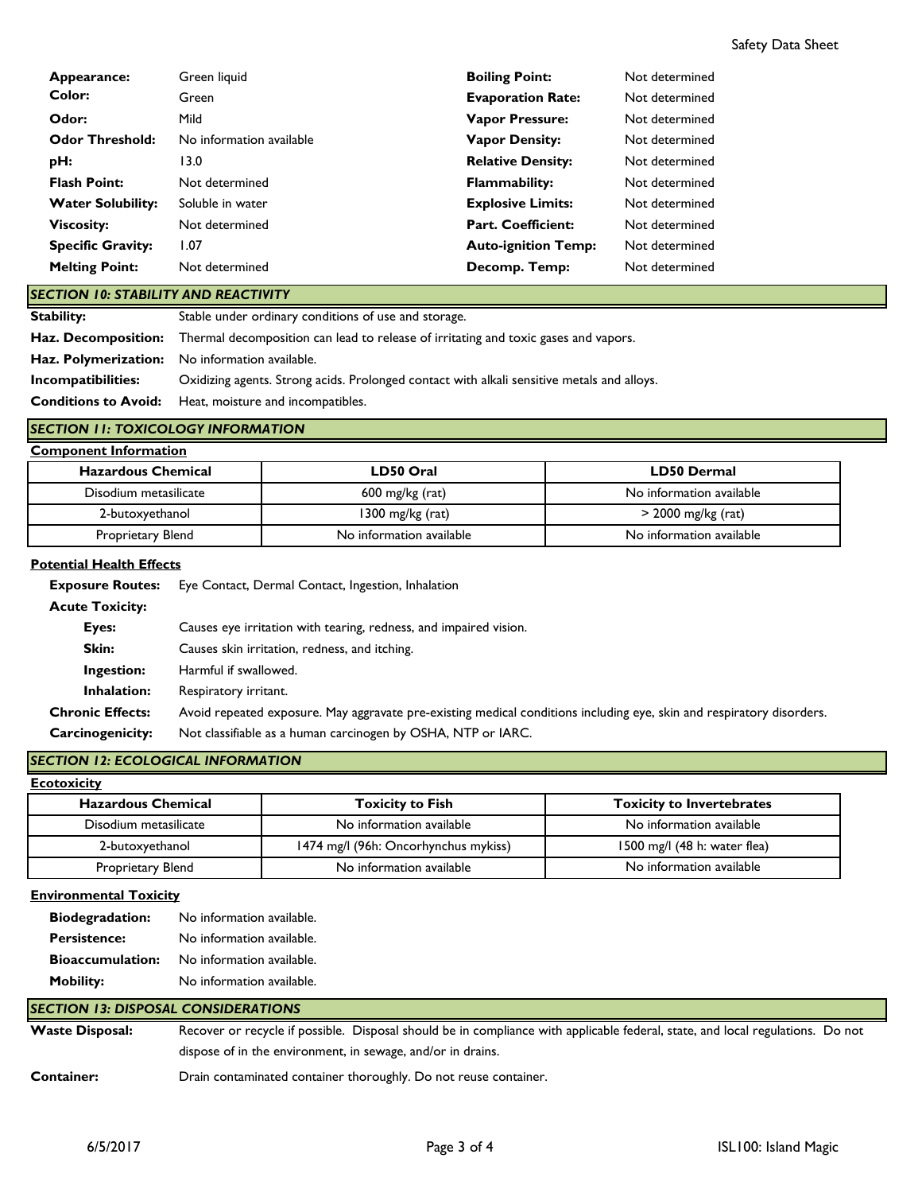| | | | |
|---|---|---|---|
| **Appearance:** | Green liquid | **Boiling Point:** | Not determined |
| **Color:** | Green | **Evaporation Rate:** | Not determined |
| **Odor:** | Mild | **Vapor Pressure:** | Not determined |
| **Odor Threshold:** | No information available | **Vapor Density:** | Not determined |
| **pH:** | 13.0 | **Relative Density:** | Not determined |
| **Flash Point:** | Not determined | **Flammability:** | Not determined |
| **Water Solubility:** | Soluble in water | **Explosive Limits:** | Not determined |
| **Viscosity:** | Not determined | **Part. Coefficient:** | Not determined |
| **Specific Gravity:** | 1.07 | **Auto-ignition Temp:** | Not determined |
| **Melting Point:** | Not determined | **Decomp. Temp:** | Not determined |

## *SECTION 10: STABILITY AND REACTIVITY*

**Stability:** Stable under ordinary conditions of use and storage.

**Haz. Decomposition:** Thermal decomposition can lead to release of irritating and toxic gases and vapors.

**Haz. Polymerization:** No information available.

**Incompatibilities:** Oxidizing agents. Strong acids. Prolonged contact with alkali sensitive metals and alloys.

**Conditions to Avoid:** Heat, moisture and incompatibles.

## *SECTION 11: TOXICOLOGY INFORMATION*

**Component Information**

| Hazardous Chemical | LD50 Oral | LD50 Dermal |
|---|---|---|
| Disodium metasilicate | 600 mg/kg (rat) | No information available |
| 2-butoxyethanol | 1300 mg/kg (rat) | > 2000 mg/kg (rat) |
| Proprietary Blend | No information available | No information available |

**Potential Health Effects**

**Exposure Routes:** Eye Contact, Dermal Contact, Ingestion, Inhalation

**Acute Toxicity:**

- **Eyes:** Causes eye irritation with tearing, redness, and impaired vision.
- **Skin:** Causes skin irritation, redness, and itching.
- **Ingestion:** Harmful if swallowed.
- **Inhalation:** Respiratory irritant.

**Chronic Effects:** Avoid repeated exposure. May aggravate pre-existing medical conditions including eye, skin and respiratory disorders.

**Carcinogenicity:** Not classifiable as a human carcinogen by OSHA, NTP or IARC.

## *SECTION 12: ECOLOGICAL INFORMATION*

**Ecotoxicity**

| Hazardous Chemical | Toxicity to Fish | Toxicity to Invertebrates |
|---|---|---|
| Disodium metasilicate | No information available | No information available |
| 2-butoxyethanol | 1474 mg/l (96h: Oncorhynchus mykiss) | 1500 mg/l (48 h: water flea) |
| Proprietary Blend | No information available | No information available |

**Environmental Toxicity**

**Biodegradation:** No information available.

**Persistence:** No information available.

**Bioaccumulation:** No information available.

**Mobility:** No information available.

## *SECTION 13: DISPOSAL CONSIDERATIONS*

**Waste Disposal:** Recover or recycle if possible. Disposal should be in compliance with applicable federal, state, and local regulations. Do not dispose of in the environment, in sewage, and/or in drains.

**Container:** Drain contaminated container thoroughly. Do not reuse container.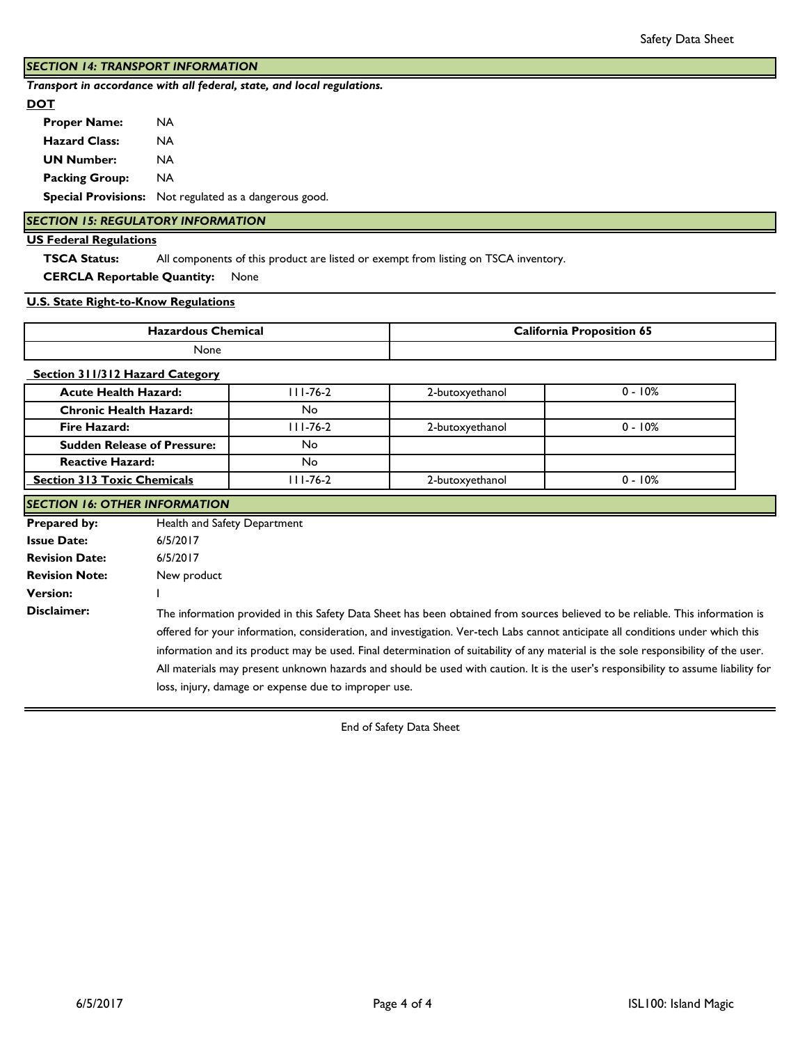## SECTION 14: TRANSPORT INFORMATION

***Transport in accordance with all federal, state, and local regulations.***

**DOT**

**Proper Name:** NA

**Hazard Class:** NA

**UN Number:** NA

**Packing Group:** NA

**Special Provisions:** Not regulated as a dangerous good.

## SECTION 15: REGULATORY INFORMATION

**US Federal Regulations**

**TSCA Status:** All components of this product are listed or exempt from listing on TSCA inventory.

**CERCLA Reportable Quantity:** None

**U.S. State Right-to-Know Regulations**

| Hazardous Chemical | California Proposition 65 |
|---|---|
| None | |

**Section 311/312 Hazard Category**

| | | | |
|---|---|---|---|
| **Acute Health Hazard:** | 111-76-2 | 2-butoxyethanol | 0 - 10% |
| **Chronic Health Hazard:** | No | | |
| **Fire Hazard:** | 111-76-2 | 2-butoxyethanol | 0 - 10% |
| **Sudden Release of Pressure:** | No | | |
| **Reactive Hazard:** | No | | |
| **Section 313 Toxic Chemicals** | 111-76-2 | 2-butoxyethanol | 0 - 10% |

## SECTION 16: OTHER INFORMATION

**Prepared by:** Health and Safety Department

**Issue Date:** 6/5/2017

**Revision Date:** 6/5/2017

**Revision Note:** New product

**Version:** I

**Disclaimer:** The information provided in this Safety Data Sheet has been obtained from sources believed to be reliable. This information is offered for your information, consideration, and investigation. Ver-tech Labs cannot anticipate all conditions under which this information and its product may be used. Final determination of suitability of any material is the sole responsibility of the user. All materials may present unknown hazards and should be used with caution. It is the user's responsibility to assume liability for loss, injury, damage or expense due to improper use.

End of Safety Data Sheet